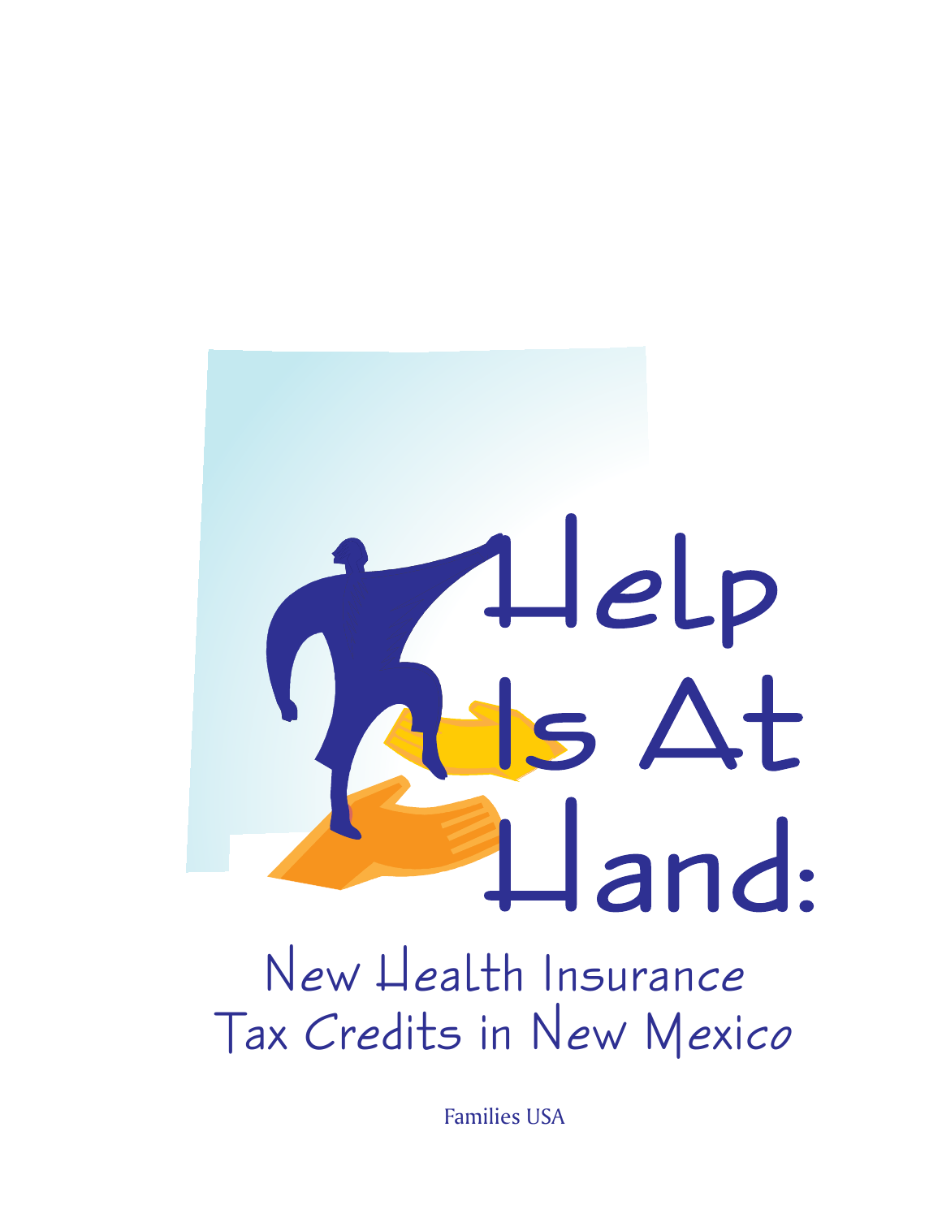# Help Is At Hand:

## New Health Insurance Tax Credits in New Mexico

Families USA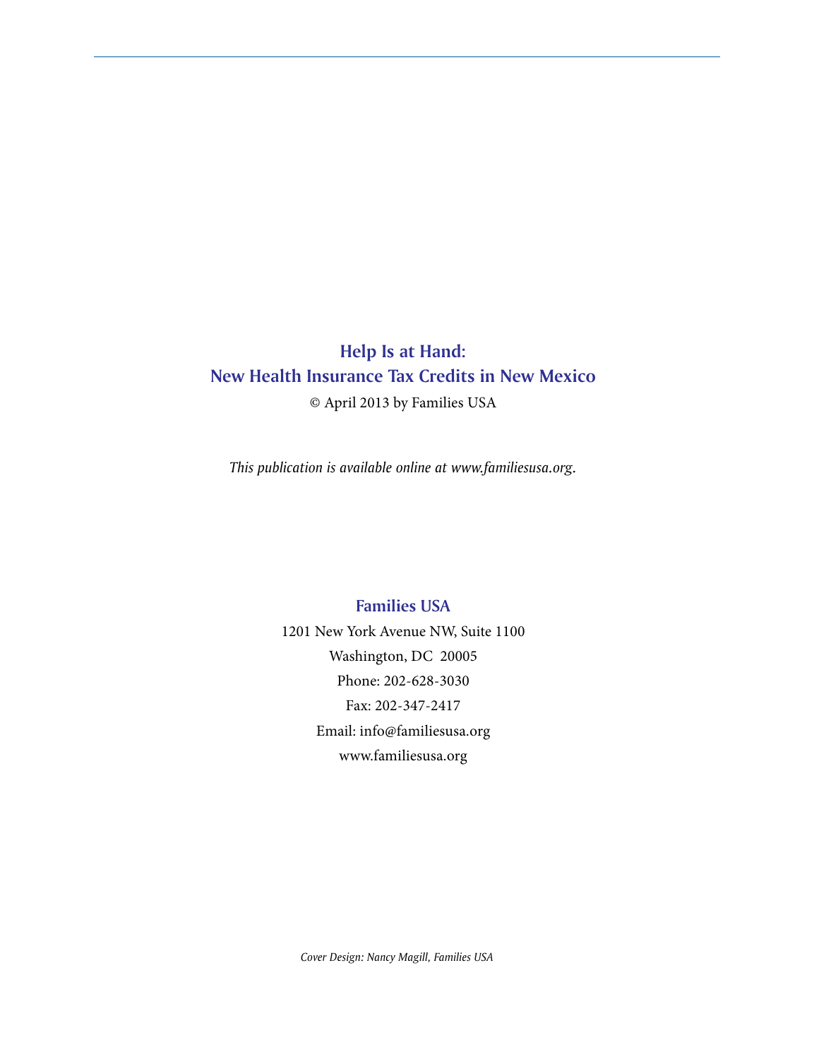**Help Is at Hand:**
**New Health Insurance Tax Credits in New Mexico**

© April 2013 by Families USA

*This publication is available online at www.familiesusa.org.*

**Families USA**

1201 New York Avenue NW, Suite 1100

Washington, DC 20005

Phone: 202-628-3030

Fax: 202-347-2417

Email: info@familiesusa.org

www.familiesusa.org

*Cover Design: Nancy Magill, Families USA*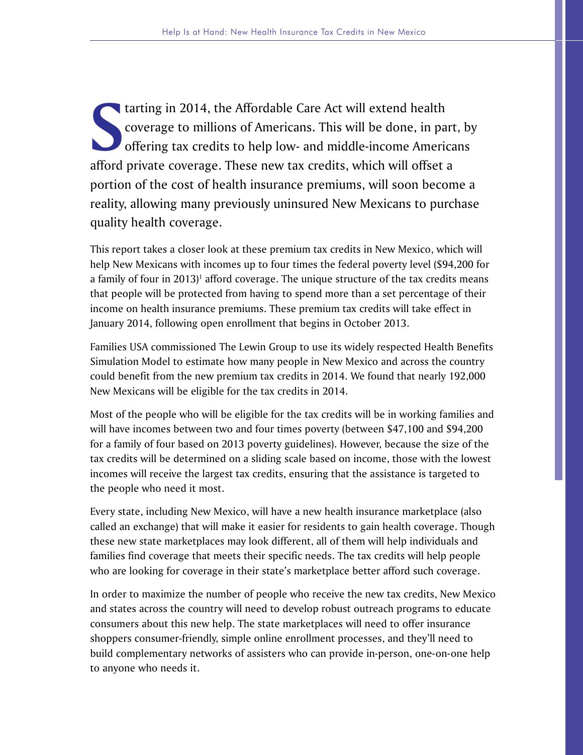Starting in 2014, the Affordable Care Act will extend health coverage to millions of Americans. This will be done, in part, by offering tax credits to help low- and middle-income Americans afford private coverage. These new tax credits, which will offset a portion of the cost of health insurance premiums, will soon become a reality, allowing many previously uninsured New Mexicans to purchase quality health coverage.

This report takes a closer look at these premium tax credits in New Mexico, which will help New Mexicans with incomes up to four times the federal poverty level ($94,200 for a family of four in 2013)[1] afford coverage. The unique structure of the tax credits means that people will be protected from having to spend more than a set percentage of their income on health insurance premiums. These premium tax credits will take effect in January 2014, following open enrollment that begins in October 2013.

Families USA commissioned The Lewin Group to use its widely respected Health Benefits Simulation Model to estimate how many people in New Mexico and across the country could benefit from the new premium tax credits in 2014. We found that nearly 192,000 New Mexicans will be eligible for the tax credits in 2014.

Most of the people who will be eligible for the tax credits will be in working families and will have incomes between two and four times poverty (between $47,100 and $94,200 for a family of four based on 2013 poverty guidelines). However, because the size of the tax credits will be determined on a sliding scale based on income, those with the lowest incomes will receive the largest tax credits, ensuring that the assistance is targeted to the people who need it most.

Every state, including New Mexico, will have a new health insurance marketplace (also called an exchange) that will make it easier for residents to gain health coverage. Though these new state marketplaces may look different, all of them will help individuals and families find coverage that meets their specific needs. The tax credits will help people who are looking for coverage in their state's marketplace better afford such coverage.

In order to maximize the number of people who receive the new tax credits, New Mexico and states across the country will need to develop robust outreach programs to educate consumers about this new help. The state marketplaces will need to offer insurance shoppers consumer-friendly, simple online enrollment processes, and they'll need to build complementary networks of assisters who can provide in-person, one-on-one help to anyone who needs it.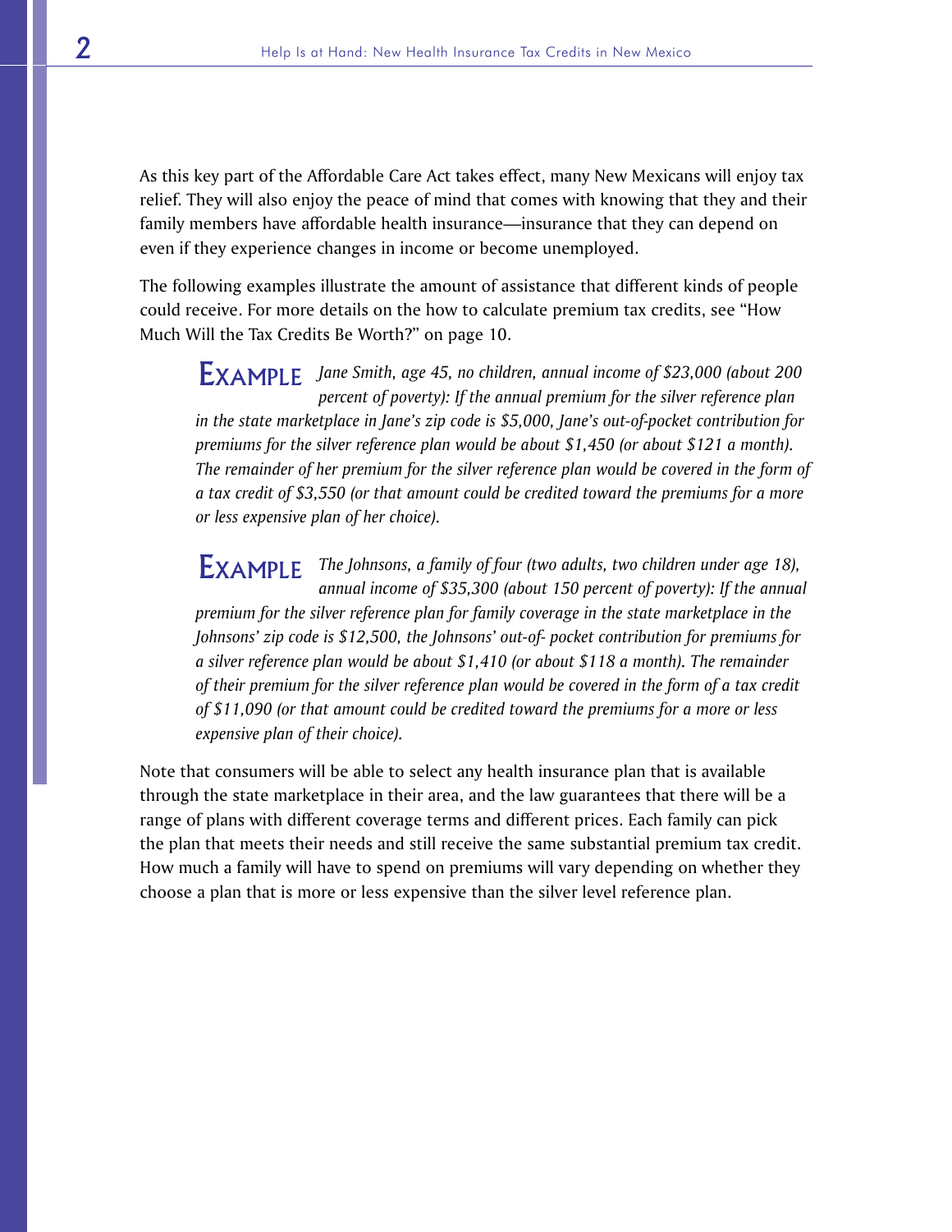As this key part of the Affordable Care Act takes effect, many New Mexicans will enjoy tax relief. They will also enjoy the peace of mind that comes with knowing that they and their family members have affordable health insurance—insurance that they can depend on even if they experience changes in income or become unemployed.

The following examples illustrate the amount of assistance that different kinds of people could receive. For more details on the how to calculate premium tax credits, see "How Much Will the Tax Credits Be Worth?" on page 10.

> **EXAMPLE** *Jane Smith, age 45, no children, annual income of $23,000 (about 200 percent of poverty): If the annual premium for the silver reference plan in the state marketplace in Jane's zip code is $5,000, Jane's out-of-pocket contribution for premiums for the silver reference plan would be about $1,450 (or about $121 a month). The remainder of her premium for the silver reference plan would be covered in the form of a tax credit of $3,550 (or that amount could be credited toward the premiums for a more or less expensive plan of her choice).*

> **EXAMPLE** *The Johnsons, a family of four (two adults, two children under age 18), annual income of $35,300 (about 150 percent of poverty): If the annual premium for the silver reference plan for family coverage in the state marketplace in the Johnsons' zip code is $12,500, the Johnsons' out-of- pocket contribution for premiums for a silver reference plan would be about $1,410 (or about $118 a month). The remainder of their premium for the silver reference plan would be covered in the form of a tax credit of $11,090 (or that amount could be credited toward the premiums for a more or less expensive plan of their choice).*

Note that consumers will be able to select any health insurance plan that is available through the state marketplace in their area, and the law guarantees that there will be a range of plans with different coverage terms and different prices. Each family can pick the plan that meets their needs and still receive the same substantial premium tax credit. How much a family will have to spend on premiums will vary depending on whether they choose a plan that is more or less expensive than the silver level reference plan.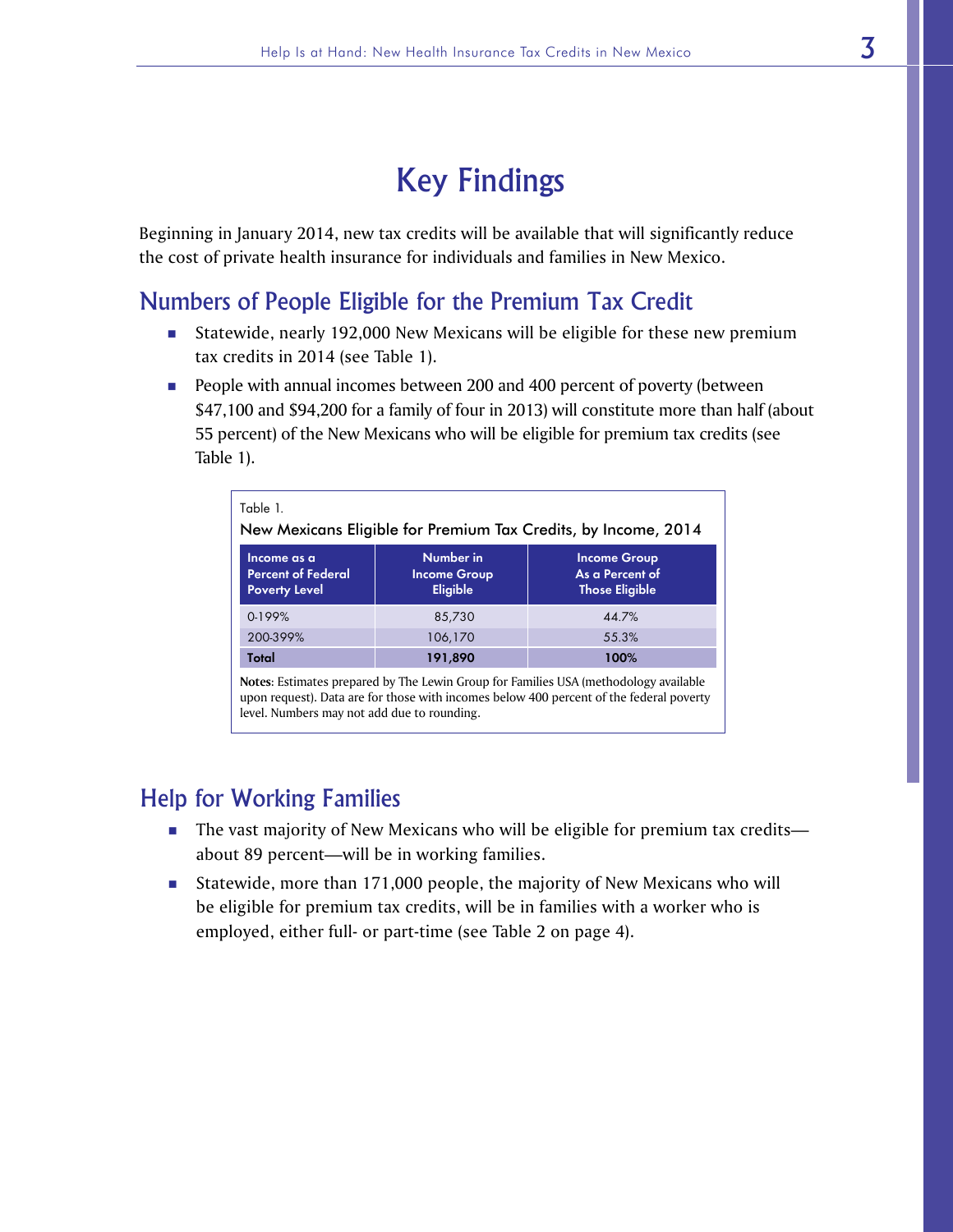# Key Findings

Beginning in January 2014, new tax credits will be available that will significantly reduce the cost of private health insurance for individuals and families in New Mexico.

## Numbers of People Eligible for the Premium Tax Credit

- Statewide, nearly 192,000 New Mexicans will be eligible for these new premium tax credits in 2014 (see Table 1).
- People with annual incomes between 200 and 400 percent of poverty (between $47,100 and $94,200 for a family of four in 2013) will constitute more than half (about 55 percent) of the New Mexicans who will be eligible for premium tax credits (see Table 1).

Table 1.

New Mexicans Eligible for Premium Tax Credits, by Income, 2014

| Income as a Percent of Federal Poverty Level | Number in Income Group Eligible | Income Group As a Percent of Those Eligible |
|---|---|---|
| 0-199% | 85,730 | 44.7% |
| 200-399% | 106,170 | 55.3% |
| **Total** | **191,890** | **100%** |

**Notes**: Estimates prepared by The Lewin Group for Families USA (methodology available upon request). Data are for those with incomes below 400 percent of the federal poverty level. Numbers may not add due to rounding.

## Help for Working Families

- The vast majority of New Mexicans who will be eligible for premium tax credits—about 89 percent—will be in working families.
- Statewide, more than 171,000 people, the majority of New Mexicans who will be eligible for premium tax credits, will be in families with a worker who is employed, either full- or part-time (see Table 2 on page 4).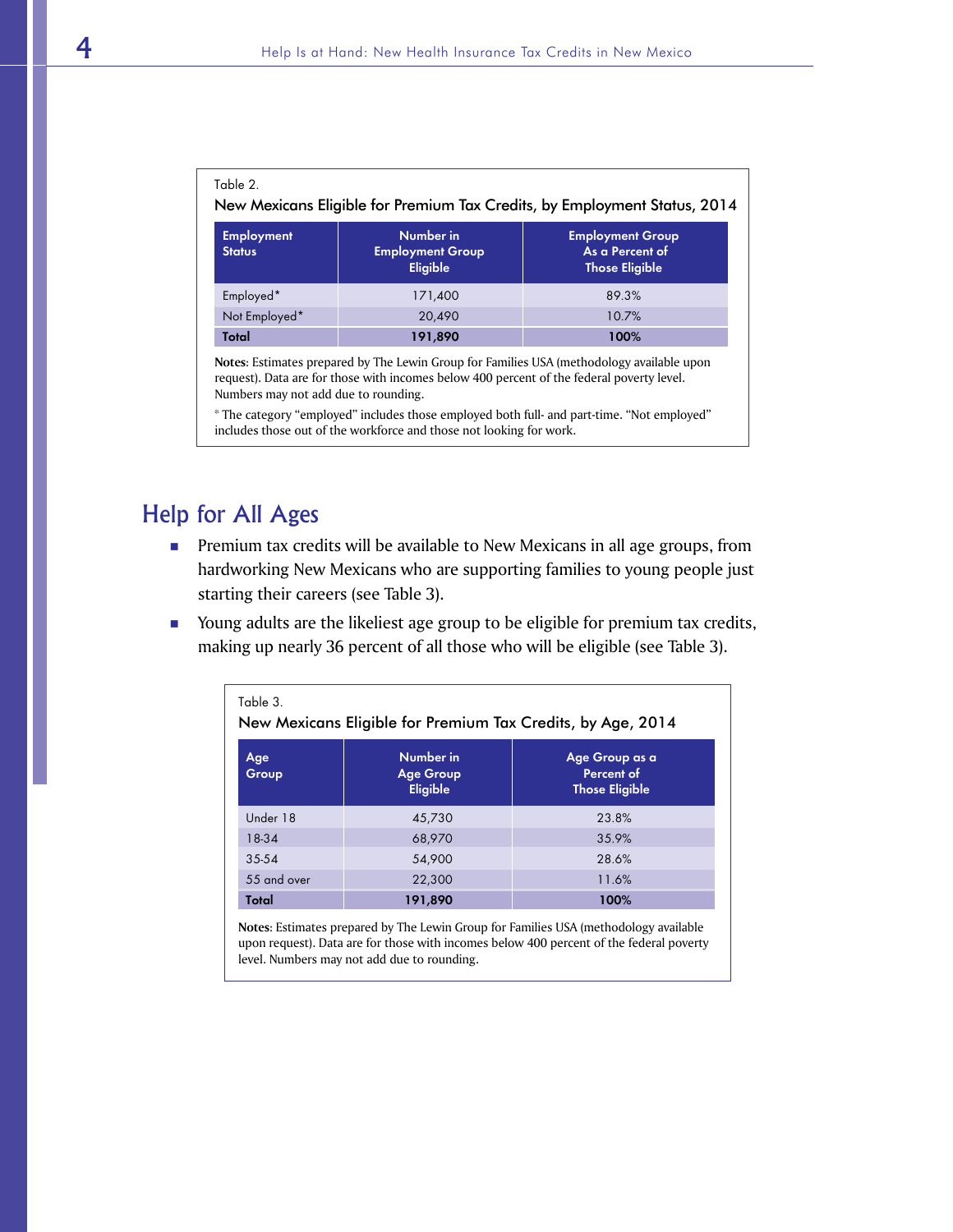Table 2.

New Mexicans Eligible for Premium Tax Credits, by Employment Status, 2014

| Employment Status | Number in Employment Group Eligible | Employment Group As a Percent of Those Eligible |
|---|---|---|
| Employed* | 171,400 | 89.3% |
| Not Employed* | 20,490 | 10.7% |
| **Total** | **191,890** | **100%** |

**Notes**: Estimates prepared by The Lewin Group for Families USA (methodology available upon request). Data are for those with incomes below 400 percent of the federal poverty level. Numbers may not add due to rounding.

* The category "employed" includes those employed both full- and part-time. "Not employed" includes those out of the workforce and those not looking for work.

## Help for All Ages

- Premium tax credits will be available to New Mexicans in all age groups, from hardworking New Mexicans who are supporting families to young people just starting their careers (see Table 3).
- Young adults are the likeliest age group to be eligible for premium tax credits, making up nearly 36 percent of all those who will be eligible (see Table 3).

Table 3.

New Mexicans Eligible for Premium Tax Credits, by Age, 2014

| Age Group | Number in Age Group Eligible | Age Group as a Percent of Those Eligible |
|---|---|---|
| Under 18 | 45,730 | 23.8% |
| 18-34 | 68,970 | 35.9% |
| 35-54 | 54,900 | 28.6% |
| 55 and over | 22,300 | 11.6% |
| **Total** | **191,890** | **100%** |

**Notes**: Estimates prepared by The Lewin Group for Families USA (methodology available upon request). Data are for those with incomes below 400 percent of the federal poverty level. Numbers may not add due to rounding.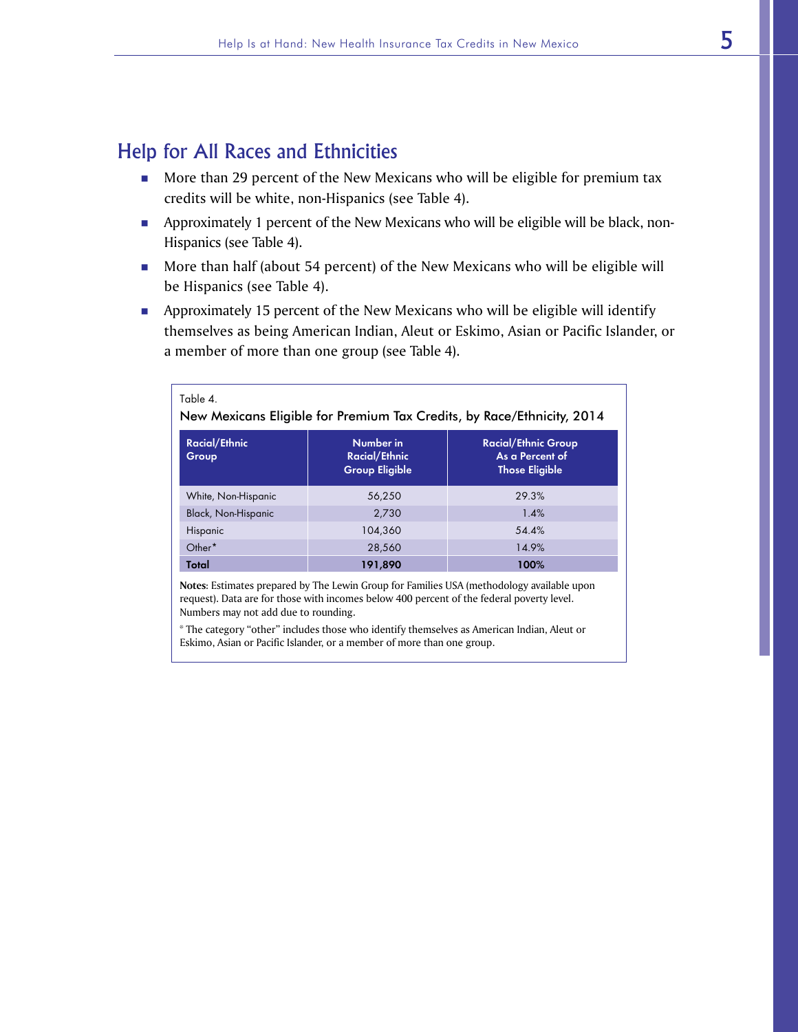## Help for All Races and Ethnicities

- More than 29 percent of the New Mexicans who will be eligible for premium tax credits will be white, non-Hispanics (see Table 4).
- Approximately 1 percent of the New Mexicans who will be eligible will be black, non-Hispanics (see Table 4).
- More than half (about 54 percent) of the New Mexicans who will be eligible will be Hispanics (see Table 4).
- Approximately 15 percent of the New Mexicans who will be eligible will identify themselves as being American Indian, Aleut or Eskimo, Asian or Pacific Islander, or a member of more than one group (see Table 4).

Table 4.

New Mexicans Eligible for Premium Tax Credits, by Race/Ethnicity, 2014

| Racial/Ethnic Group | Number in Racial/Ethnic Group Eligible | Racial/Ethnic Group As a Percent of Those Eligible |
|---|---|---|
| White, Non-Hispanic | 56,250 | 29.3% |
| Black, Non-Hispanic | 2,730 | 1.4% |
| Hispanic | 104,360 | 54.4% |
| Other* | 28,560 | 14.9% |
| **Total** | **191,890** | **100%** |

**Notes**: Estimates prepared by The Lewin Group for Families USA (methodology available upon request). Data are for those with incomes below 400 percent of the federal poverty level. Numbers may not add due to rounding.

* The category "other" includes those who identify themselves as American Indian, Aleut or Eskimo, Asian or Pacific Islander, or a member of more than one group.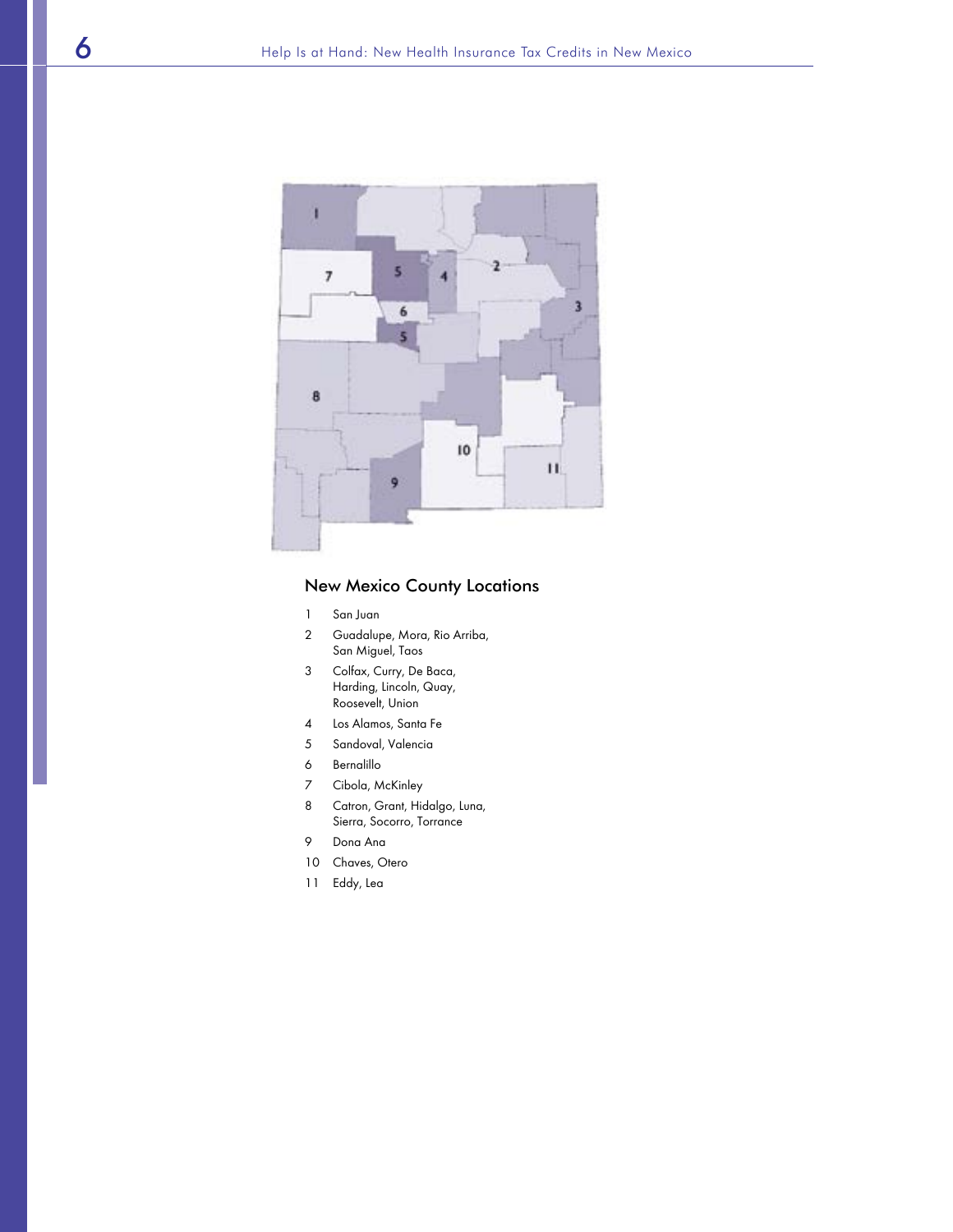## New Mexico County Locations

1. San Juan
2. Guadalupe, Mora, Rio Arriba, San Miguel, Taos
3. Colfax, Curry, De Baca, Harding, Lincoln, Quay, Roosevelt, Union
4. Los Alamos, Santa Fe
5. Sandoval, Valencia
6. Bernalillo
7. Cibola, McKinley
8. Catron, Grant, Hidalgo, Luna, Sierra, Socorro, Torrance
9. Dona Ana
10. Chaves, Otero
11. Eddy, Lea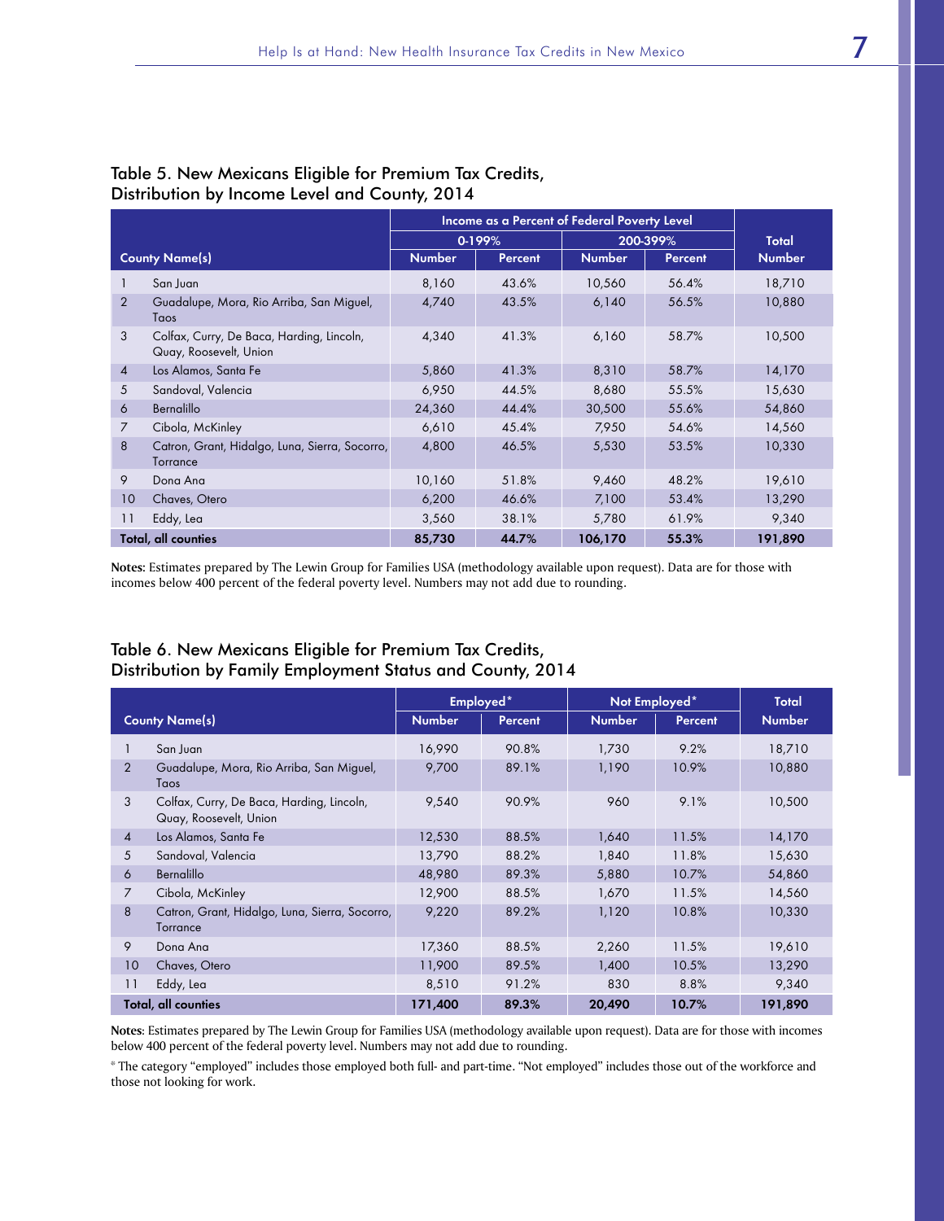## Table 5. New Mexicans Eligible for Premium Tax Credits, Distribution by Income Level and County, 2014

| | County Name(s) | Income as a Percent of Federal Poverty Level | | | | Total |
|---|---|---|---|---|---|---|
| | | 0-199% | | 200-399% | | |
| | | Number | Percent | Number | Percent | Number |
| 1 | San Juan | 8,160 | 43.6% | 10,560 | 56.4% | 18,710 |
| 2 | Guadalupe, Mora, Rio Arriba, San Miguel, Taos | 4,740 | 43.5% | 6,140 | 56.5% | 10,880 |
| 3 | Colfax, Curry, De Baca, Harding, Lincoln, Quay, Roosevelt, Union | 4,340 | 41.3% | 6,160 | 58.7% | 10,500 |
| 4 | Los Alamos, Santa Fe | 5,860 | 41.3% | 8,310 | 58.7% | 14,170 |
| 5 | Sandoval, Valencia | 6,950 | 44.5% | 8,680 | 55.5% | 15,630 |
| 6 | Bernalillo | 24,360 | 44.4% | 30,500 | 55.6% | 54,860 |
| 7 | Cibola, McKinley | 6,610 | 45.4% | 7,950 | 54.6% | 14,560 |
| 8 | Catron, Grant, Hidalgo, Luna, Sierra, Socorro, Torrance | 4,800 | 46.5% | 5,530 | 53.5% | 10,330 |
| 9 | Dona Ana | 10,160 | 51.8% | 9,460 | 48.2% | 19,610 |
| 10 | Chaves, Otero | 6,200 | 46.6% | 7,100 | 53.4% | 13,290 |
| 11 | Eddy, Lea | 3,560 | 38.1% | 5,780 | 61.9% | 9,340 |
| **Total, all counties** | | **85,730** | **44.7%** | **106,170** | **55.3%** | **191,890** |

**Notes:** Estimates prepared by The Lewin Group for Families USA (methodology available upon request). Data are for those with incomes below 400 percent of the federal poverty level. Numbers may not add due to rounding.

## Table 6. New Mexicans Eligible for Premium Tax Credits, Distribution by Family Employment Status and County, 2014

| | County Name(s) | Employed* | | Not Employed* | | Total |
|---|---|---|---|---|---|---|
| | | Number | Percent | Number | Percent | Number |
| 1 | San Juan | 16,990 | 90.8% | 1,730 | 9.2% | 18,710 |
| 2 | Guadalupe, Mora, Rio Arriba, San Miguel, Taos | 9,700 | 89.1% | 1,190 | 10.9% | 10,880 |
| 3 | Colfax, Curry, De Baca, Harding, Lincoln, Quay, Roosevelt, Union | 9,540 | 90.9% | 960 | 9.1% | 10,500 |
| 4 | Los Alamos, Santa Fe | 12,530 | 88.5% | 1,640 | 11.5% | 14,170 |
| 5 | Sandoval, Valencia | 13,790 | 88.2% | 1,840 | 11.8% | 15,630 |
| 6 | Bernalillo | 48,980 | 89.3% | 5,880 | 10.7% | 54,860 |
| 7 | Cibola, McKinley | 12,900 | 88.5% | 1,670 | 11.5% | 14,560 |
| 8 | Catron, Grant, Hidalgo, Luna, Sierra, Socorro, Torrance | 9,220 | 89.2% | 1,120 | 10.8% | 10,330 |
| 9 | Dona Ana | 17,360 | 88.5% | 2,260 | 11.5% | 19,610 |
| 10 | Chaves, Otero | 11,900 | 89.5% | 1,400 | 10.5% | 13,290 |
| 11 | Eddy, Lea | 8,510 | 91.2% | 830 | 8.8% | 9,340 |
| **Total, all counties** | | **171,400** | **89.3%** | **20,490** | **10.7%** | **191,890** |

**Notes**: Estimates prepared by The Lewin Group for Families USA (methodology available upon request). Data are for those with incomes below 400 percent of the federal poverty level. Numbers may not add due to rounding.

* The category "employed" includes those employed both full- and part-time. "Not employed" includes those out of the workforce and those not looking for work.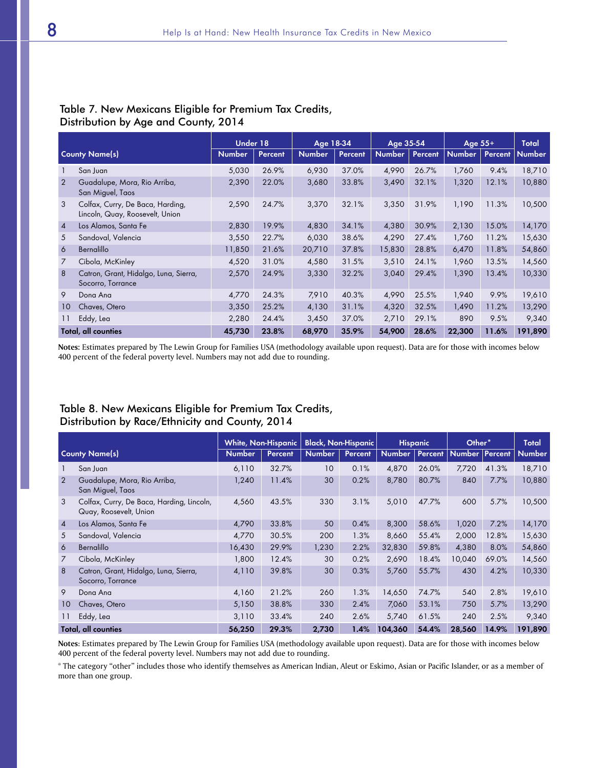## Table 7. New Mexicans Eligible for Premium Tax Credits, Distribution by Age and County, 2014

| | County Name(s) | Under 18 | | Age 18-34 | | Age 35-54 | | Age 55+ | | Total |
|---|---|---|---|---|---|---|---|---|---|---|
| | | Number | Percent | Number | Percent | Number | Percent | Number | Percent | Number |
| 1 | San Juan | 5,030 | 26.9% | 6,930 | 37.0% | 4,990 | 26.7% | 1,760 | 9.4% | 18,710 |
| 2 | Guadalupe, Mora, Rio Arriba, San Miguel, Taos | 2,390 | 22.0% | 3,680 | 33.8% | 3,490 | 32.1% | 1,320 | 12.1% | 10,880 |
| 3 | Colfax, Curry, De Baca, Harding, Lincoln, Quay, Roosevelt, Union | 2,590 | 24.7% | 3,370 | 32.1% | 3,350 | 31.9% | 1,190 | 11.3% | 10,500 |
| 4 | Los Alamos, Santa Fe | 2,830 | 19.9% | 4,830 | 34.1% | 4,380 | 30.9% | 2,130 | 15.0% | 14,170 |
| 5 | Sandoval, Valencia | 3,550 | 22.7% | 6,030 | 38.6% | 4,290 | 27.4% | 1,760 | 11.2% | 15,630 |
| 6 | Bernalillo | 11,850 | 21.6% | 20,710 | 37.8% | 15,830 | 28.8% | 6,470 | 11.8% | 54,860 |
| 7 | Cibola, McKinley | 4,520 | 31.0% | 4,580 | 31.5% | 3,510 | 24.1% | 1,960 | 13.5% | 14,560 |
| 8 | Catron, Grant, Hidalgo, Luna, Sierra, Socorro, Torrance | 2,570 | 24.9% | 3,330 | 32.2% | 3,040 | 29.4% | 1,390 | 13.4% | 10,330 |
| 9 | Dona Ana | 4,770 | 24.3% | 7,910 | 40.3% | 4,990 | 25.5% | 1,940 | 9.9% | 19,610 |
| 10 | Chaves, Otero | 3,350 | 25.2% | 4,130 | 31.1% | 4,320 | 32.5% | 1,490 | 11.2% | 13,290 |
| 11 | Eddy, Lea | 2,280 | 24.4% | 3,450 | 37.0% | 2,710 | 29.1% | 890 | 9.5% | 9,340 |
| **Total, all counties** | | **45,730** | **23.8%** | **68,970** | **35.9%** | **54,900** | **28.6%** | **22,300** | **11.6%** | **191,890** |

**Notes**: Estimates prepared by The Lewin Group for Families USA (methodology available upon request). Data are for those with incomes below 400 percent of the federal poverty level. Numbers may not add due to rounding.

## Table 8. New Mexicans Eligible for Premium Tax Credits, Distribution by Race/Ethnicity and County, 2014

| | County Name(s) | White, Non-Hispanic | | Black, Non-Hispanic | | Hispanic | | Other* | | Total |
|---|---|---|---|---|---|---|---|---|---|---|
| | | Number | Percent | Number | Percent | Number | Percent | Number | Percent | Number |
| 1 | San Juan | 6,110 | 32.7% | 10 | 0.1% | 4,870 | 26.0% | 7,720 | 41.3% | 18,710 |
| 2 | Guadalupe, Mora, Rio Arriba, San Miguel, Taos | 1,240 | 11.4% | 30 | 0.2% | 8,780 | 80.7% | 840 | 7.7% | 10,880 |
| 3 | Colfax, Curry, De Baca, Harding, Lincoln, Quay, Roosevelt, Union | 4,560 | 43.5% | 330 | 3.1% | 5,010 | 47.7% | 600 | 5.7% | 10,500 |
| 4 | Los Alamos, Santa Fe | 4,790 | 33.8% | 50 | 0.4% | 8,300 | 58.6% | 1,020 | 7.2% | 14,170 |
| 5 | Sandoval, Valencia | 4,770 | 30.5% | 200 | 1.3% | 8,660 | 55.4% | 2,000 | 12.8% | 15,630 |
| 6 | Bernalillo | 16,430 | 29.9% | 1,230 | 2.2% | 32,830 | 59.8% | 4,380 | 8.0% | 54,860 |
| 7 | Cibola, McKinley | 1,800 | 12.4% | 30 | 0.2% | 2,690 | 18.4% | 10,040 | 69.0% | 14,560 |
| 8 | Catron, Grant, Hidalgo, Luna, Sierra, Socorro, Torrance | 4,110 | 39.8% | 30 | 0.3% | 5,760 | 55.7% | 430 | 4.2% | 10,330 |
| 9 | Dona Ana | 4,160 | 21.2% | 260 | 1.3% | 14,650 | 74.7% | 540 | 2.8% | 19,610 |
| 10 | Chaves, Otero | 5,150 | 38.8% | 330 | 2.4% | 7,060 | 53.1% | 750 | 5.7% | 13,290 |
| 11 | Eddy, Lea | 3,110 | 33.4% | 240 | 2.6% | 5,740 | 61.5% | 240 | 2.5% | 9,340 |
| **Total, all counties** | | **56,250** | **29.3%** | **2,730** | **1.4%** | **104,360** | **54.4%** | **28,560** | **14.9%** | **191,890** |

**Notes**: Estimates prepared by The Lewin Group for Families USA (methodology available upon request). Data are for those with incomes below 400 percent of the federal poverty level. Numbers may not add due to rounding.

* The category "other" includes those who identify themselves as American Indian, Aleut or Eskimo, Asian or Pacific Islander, or as a member of more than one group.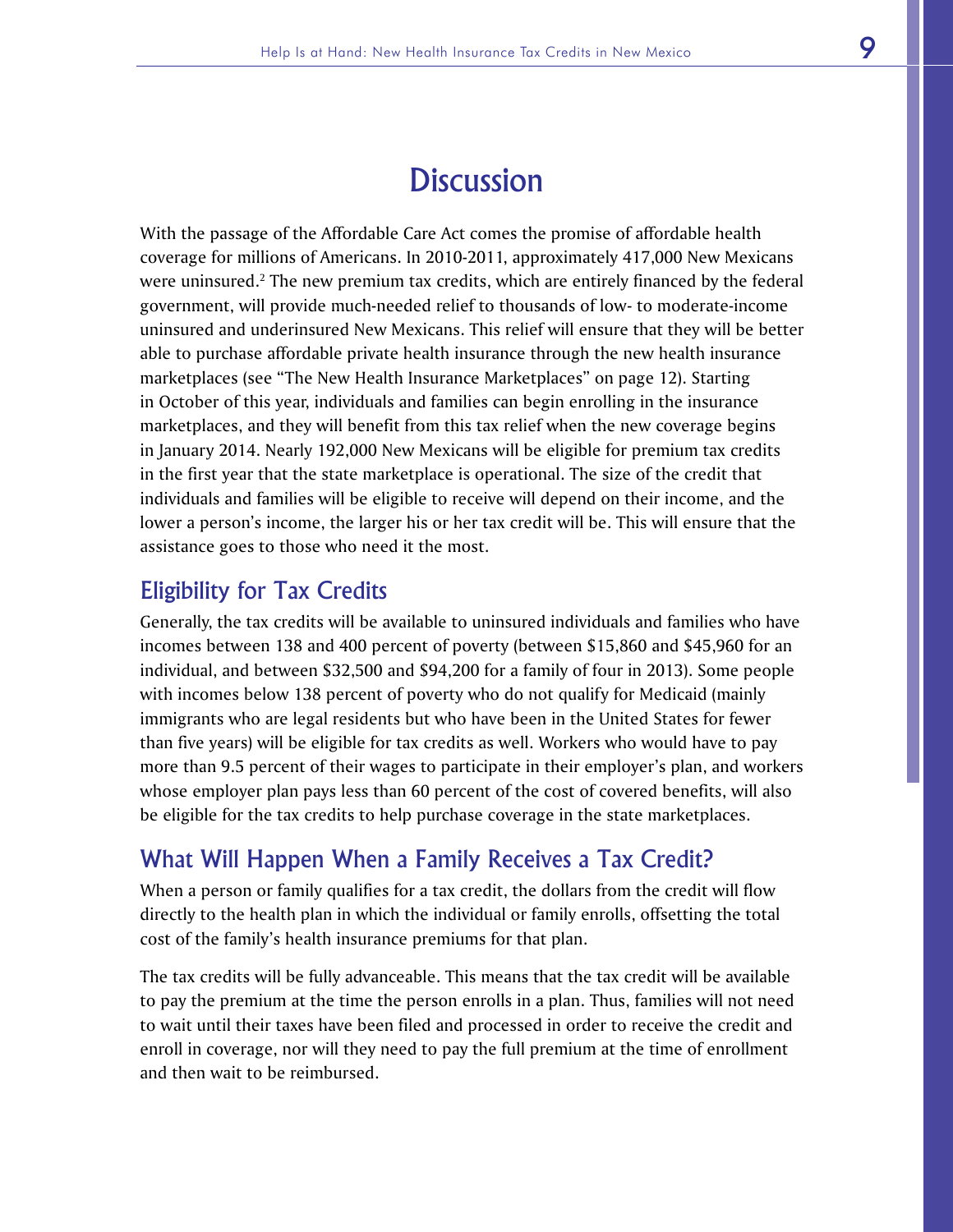# Discussion

With the passage of the Affordable Care Act comes the promise of affordable health coverage for millions of Americans. In 2010-2011, approximately 417,000 New Mexicans were uninsured.[2] The new premium tax credits, which are entirely financed by the federal government, will provide much-needed relief to thousands of low- to moderate-income uninsured and underinsured New Mexicans. This relief will ensure that they will be better able to purchase affordable private health insurance through the new health insurance marketplaces (see "The New Health Insurance Marketplaces" on page 12). Starting in October of this year, individuals and families can begin enrolling in the insurance marketplaces, and they will benefit from this tax relief when the new coverage begins in January 2014. Nearly 192,000 New Mexicans will be eligible for premium tax credits in the first year that the state marketplace is operational. The size of the credit that individuals and families will be eligible to receive will depend on their income, and the lower a person's income, the larger his or her tax credit will be. This will ensure that the assistance goes to those who need it the most.

## Eligibility for Tax Credits

Generally, the tax credits will be available to uninsured individuals and families who have incomes between 138 and 400 percent of poverty (between $15,860 and $45,960 for an individual, and between $32,500 and $94,200 for a family of four in 2013). Some people with incomes below 138 percent of poverty who do not qualify for Medicaid (mainly immigrants who are legal residents but who have been in the United States for fewer than five years) will be eligible for tax credits as well. Workers who would have to pay more than 9.5 percent of their wages to participate in their employer's plan, and workers whose employer plan pays less than 60 percent of the cost of covered benefits, will also be eligible for the tax credits to help purchase coverage in the state marketplaces.

## What Will Happen When a Family Receives a Tax Credit?

When a person or family qualifies for a tax credit, the dollars from the credit will flow directly to the health plan in which the individual or family enrolls, offsetting the total cost of the family's health insurance premiums for that plan.

The tax credits will be fully advanceable. This means that the tax credit will be available to pay the premium at the time the person enrolls in a plan. Thus, families will not need to wait until their taxes have been filed and processed in order to receive the credit and enroll in coverage, nor will they need to pay the full premium at the time of enrollment and then wait to be reimbursed.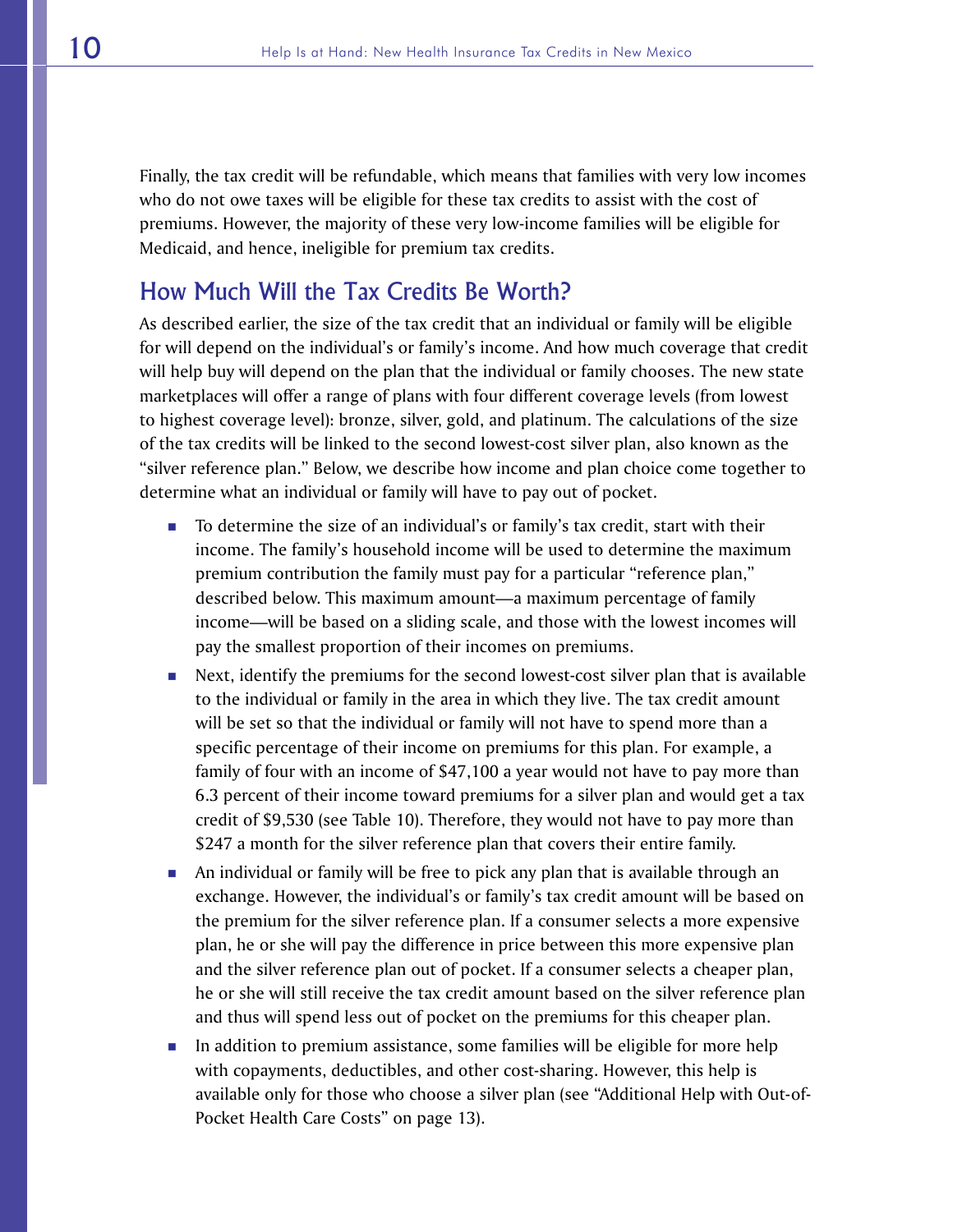Finally, the tax credit will be refundable, which means that families with very low incomes who do not owe taxes will be eligible for these tax credits to assist with the cost of premiums. However, the majority of these very low-income families will be eligible for Medicaid, and hence, ineligible for premium tax credits.

## How Much Will the Tax Credits Be Worth?

As described earlier, the size of the tax credit that an individual or family will be eligible for will depend on the individual's or family's income. And how much coverage that credit will help buy will depend on the plan that the individual or family chooses. The new state marketplaces will offer a range of plans with four different coverage levels (from lowest to highest coverage level): bronze, silver, gold, and platinum. The calculations of the size of the tax credits will be linked to the second lowest-cost silver plan, also known as the "silver reference plan." Below, we describe how income and plan choice come together to determine what an individual or family will have to pay out of pocket.

- To determine the size of an individual's or family's tax credit, start with their income. The family's household income will be used to determine the maximum premium contribution the family must pay for a particular "reference plan," described below. This maximum amount—a maximum percentage of family income—will be based on a sliding scale, and those with the lowest incomes will pay the smallest proportion of their incomes on premiums.
- Next, identify the premiums for the second lowest-cost silver plan that is available to the individual or family in the area in which they live. The tax credit amount will be set so that the individual or family will not have to spend more than a specific percentage of their income on premiums for this plan. For example, a family of four with an income of $47,100 a year would not have to pay more than 6.3 percent of their income toward premiums for a silver plan and would get a tax credit of $9,530 (see Table 10). Therefore, they would not have to pay more than $247 a month for the silver reference plan that covers their entire family.
- An individual or family will be free to pick any plan that is available through an exchange. However, the individual's or family's tax credit amount will be based on the premium for the silver reference plan. If a consumer selects a more expensive plan, he or she will pay the difference in price between this more expensive plan and the silver reference plan out of pocket. If a consumer selects a cheaper plan, he or she will still receive the tax credit amount based on the silver reference plan and thus will spend less out of pocket on the premiums for this cheaper plan.
- In addition to premium assistance, some families will be eligible for more help with copayments, deductibles, and other cost-sharing. However, this help is available only for those who choose a silver plan (see "Additional Help with Out-of-Pocket Health Care Costs" on page 13).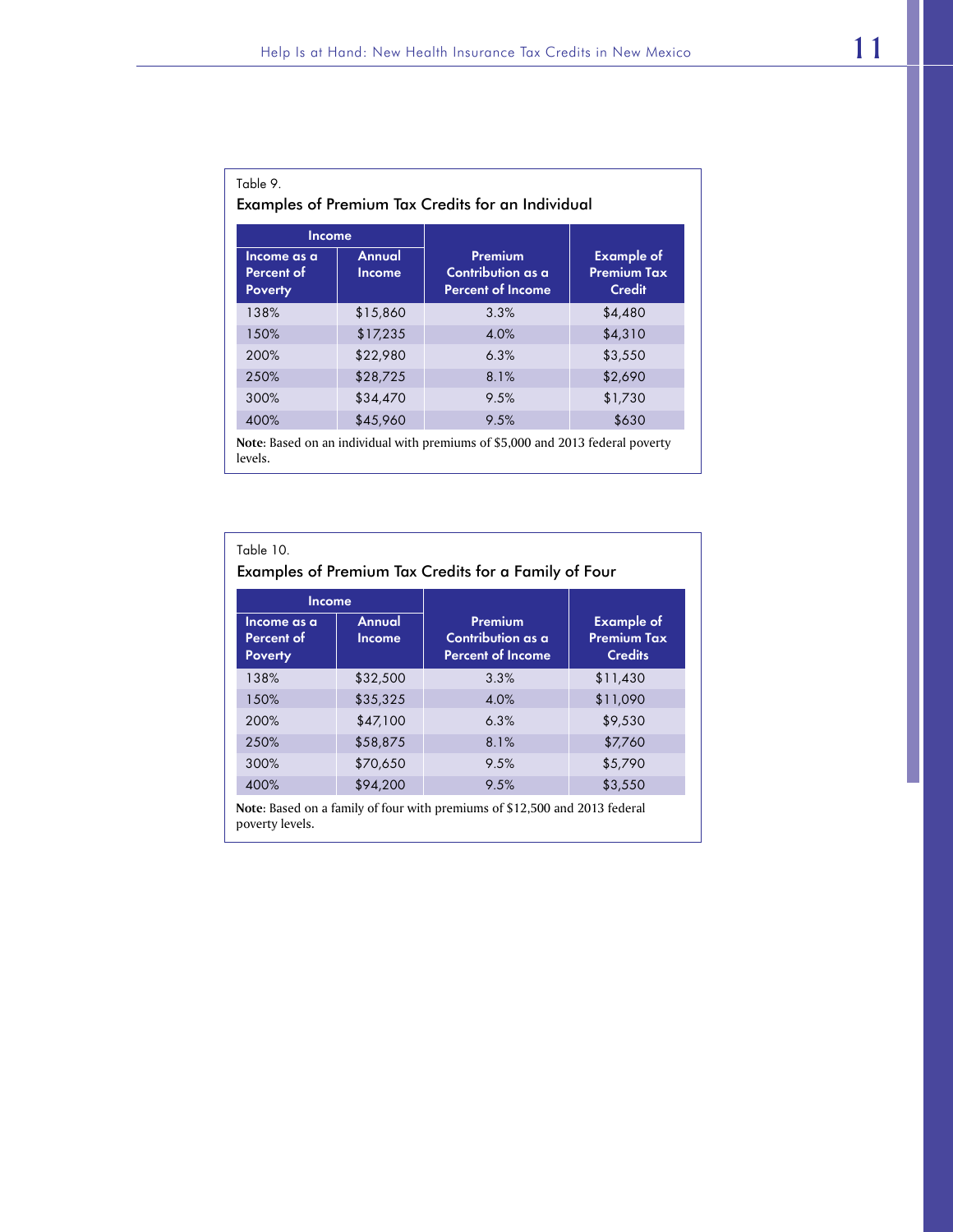Table 9.

### Examples of Premium Tax Credits for an Individual

| Income | | Premium Contribution as a Percent of Income | Example of Premium Tax Credit |
|---|---|---|---|
| Income as a Percent of Poverty | Annual Income | | |
| 138% | $15,860 | 3.3% | $4,480 |
| 150% | $17,235 | 4.0% | $4,310 |
| 200% | $22,980 | 6.3% | $3,550 |
| 250% | $28,725 | 8.1% | $2,690 |
| 300% | $34,470 | 9.5% | $1,730 |
| 400% | $45,960 | 9.5% | $630 |

**Note:** Based on an individual with premiums of $5,000 and 2013 federal poverty levels.

Table 10.

### Examples of Premium Tax Credits for a Family of Four

| Income | | Premium Contribution as a Percent of Income | Example of Premium Tax Credits |
|---|---|---|---|
| Income as a Percent of Poverty | Annual Income | | |
| 138% | $32,500 | 3.3% | $11,430 |
| 150% | $35,325 | 4.0% | $11,090 |
| 200% | $47,100 | 6.3% | $9,530 |
| 250% | $58,875 | 8.1% | $7,760 |
| 300% | $70,650 | 9.5% | $5,790 |
| 400% | $94,200 | 9.5% | $3,550 |

**Note:** Based on a family of four with premiums of $12,500 and 2013 federal poverty levels.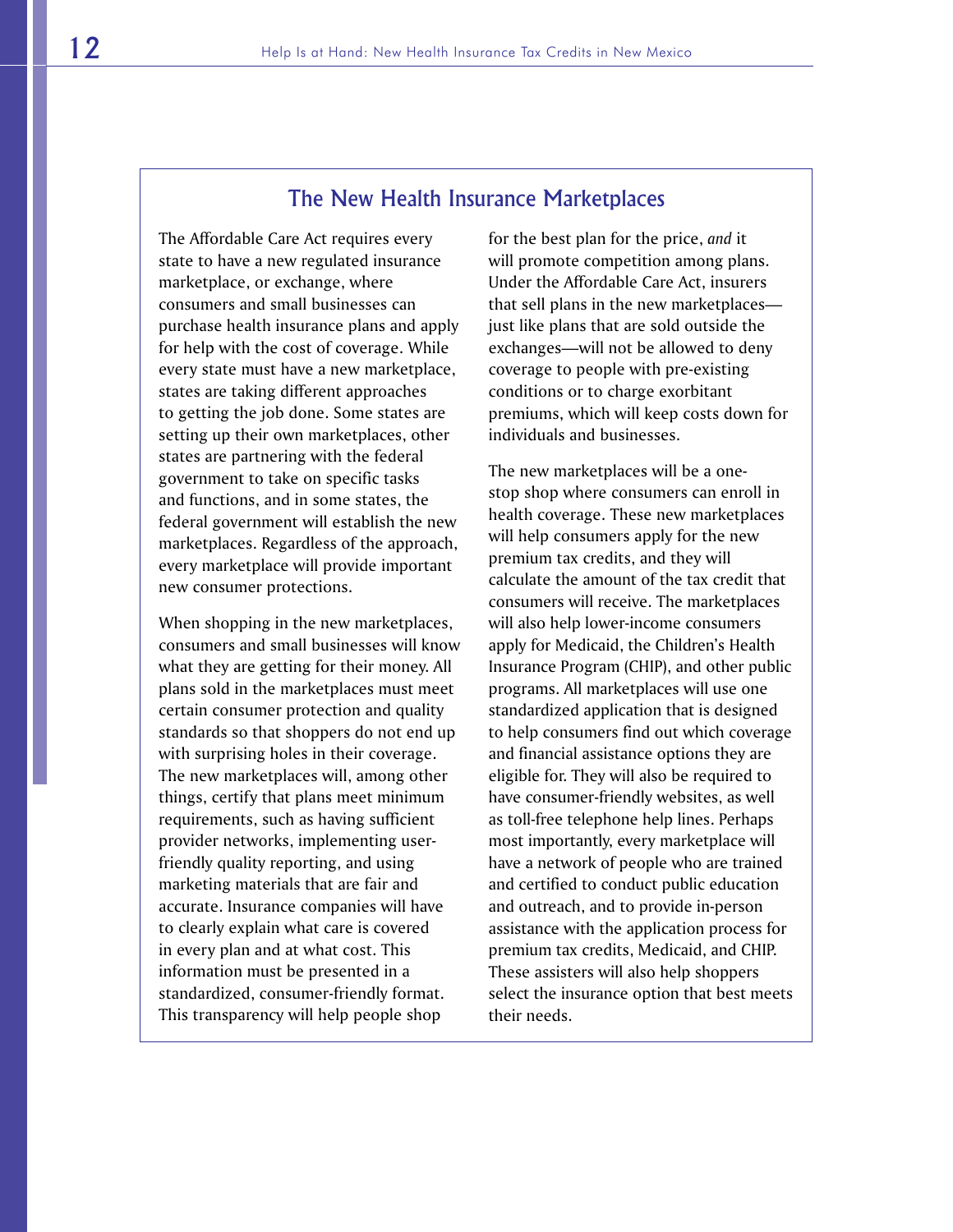## The New Health Insurance Marketplaces

The Affordable Care Act requires every state to have a new regulated insurance marketplace, or exchange, where consumers and small businesses can purchase health insurance plans and apply for help with the cost of coverage. While every state must have a new marketplace, states are taking different approaches to getting the job done. Some states are setting up their own marketplaces, other states are partnering with the federal government to take on specific tasks and functions, and in some states, the federal government will establish the new marketplaces. Regardless of the approach, every marketplace will provide important new consumer protections.

When shopping in the new marketplaces, consumers and small businesses will know what they are getting for their money. All plans sold in the marketplaces must meet certain consumer protection and quality standards so that shoppers do not end up with surprising holes in their coverage. The new marketplaces will, among other things, certify that plans meet minimum requirements, such as having sufficient provider networks, implementing user-friendly quality reporting, and using marketing materials that are fair and accurate. Insurance companies will have to clearly explain what care is covered in every plan and at what cost. This information must be presented in a standardized, consumer-friendly format. This transparency will help people shop for the best plan for the price, *and* it will promote competition among plans. Under the Affordable Care Act, insurers that sell plans in the new marketplaces—just like plans that are sold outside the exchanges—will not be allowed to deny coverage to people with pre-existing conditions or to charge exorbitant premiums, which will keep costs down for individuals and businesses.

The new marketplaces will be a one-stop shop where consumers can enroll in health coverage. These new marketplaces will help consumers apply for the new premium tax credits, and they will calculate the amount of the tax credit that consumers will receive. The marketplaces will also help lower-income consumers apply for Medicaid, the Children's Health Insurance Program (CHIP), and other public programs. All marketplaces will use one standardized application that is designed to help consumers find out which coverage and financial assistance options they are eligible for. They will also be required to have consumer-friendly websites, as well as toll-free telephone help lines. Perhaps most importantly, every marketplace will have a network of people who are trained and certified to conduct public education and outreach, and to provide in-person assistance with the application process for premium tax credits, Medicaid, and CHIP. These assisters will also help shoppers select the insurance option that best meets their needs.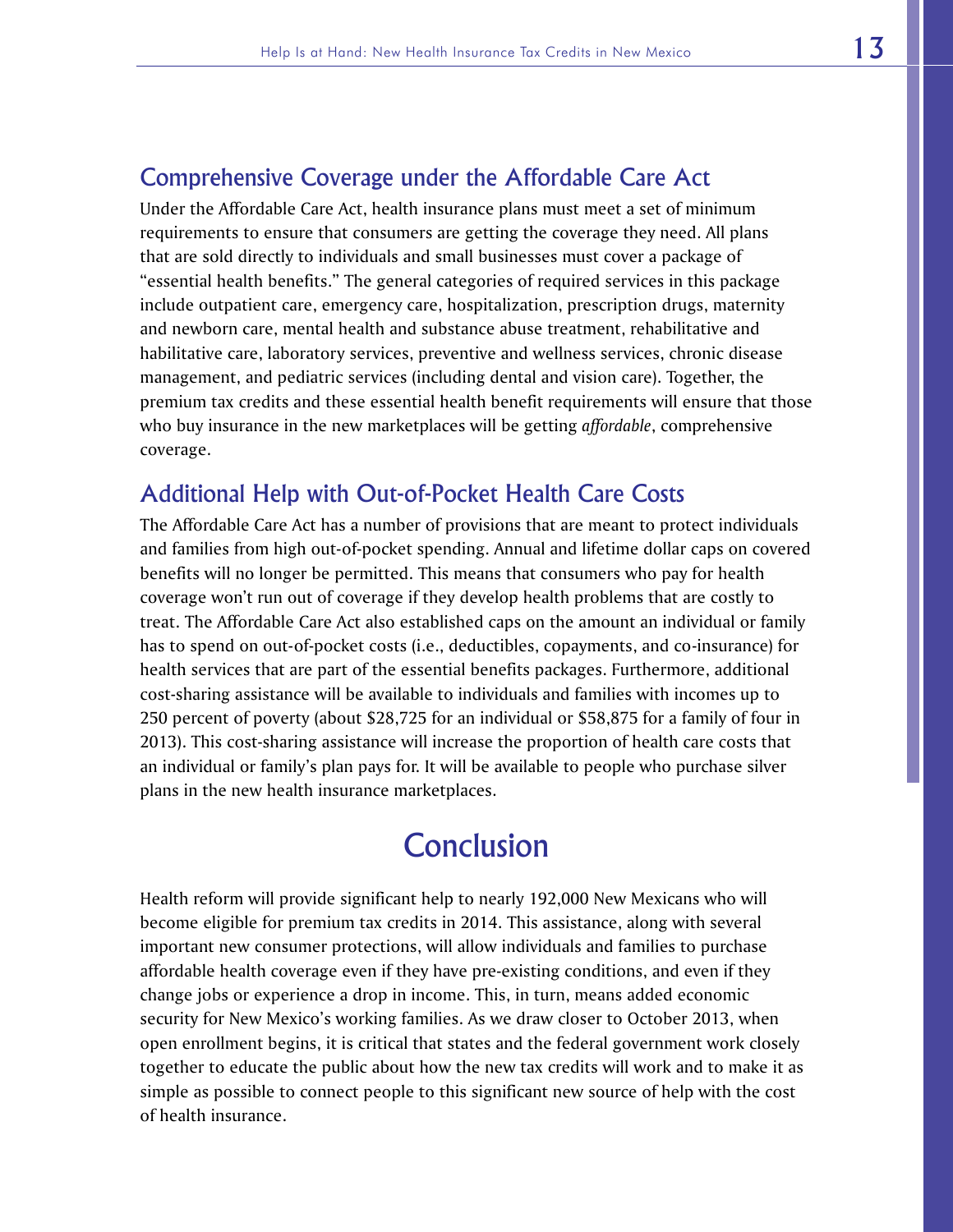## Comprehensive Coverage under the Affordable Care Act

Under the Affordable Care Act, health insurance plans must meet a set of minimum requirements to ensure that consumers are getting the coverage they need. All plans that are sold directly to individuals and small businesses must cover a package of "essential health benefits." The general categories of required services in this package include outpatient care, emergency care, hospitalization, prescription drugs, maternity and newborn care, mental health and substance abuse treatment, rehabilitative and habilitative care, laboratory services, preventive and wellness services, chronic disease management, and pediatric services (including dental and vision care). Together, the premium tax credits and these essential health benefit requirements will ensure that those who buy insurance in the new marketplaces will be getting *affordable*, comprehensive coverage.

## Additional Help with Out-of-Pocket Health Care Costs

The Affordable Care Act has a number of provisions that are meant to protect individuals and families from high out-of-pocket spending. Annual and lifetime dollar caps on covered benefits will no longer be permitted. This means that consumers who pay for health coverage won't run out of coverage if they develop health problems that are costly to treat. The Affordable Care Act also established caps on the amount an individual or family has to spend on out-of-pocket costs (i.e., deductibles, copayments, and co-insurance) for health services that are part of the essential benefits packages. Furthermore, additional cost-sharing assistance will be available to individuals and families with incomes up to 250 percent of poverty (about $28,725 for an individual or $58,875 for a family of four in 2013). This cost-sharing assistance will increase the proportion of health care costs that an individual or family's plan pays for. It will be available to people who purchase silver plans in the new health insurance marketplaces.

# Conclusion

Health reform will provide significant help to nearly 192,000 New Mexicans who will become eligible for premium tax credits in 2014. This assistance, along with several important new consumer protections, will allow individuals and families to purchase affordable health coverage even if they have pre-existing conditions, and even if they change jobs or experience a drop in income. This, in turn, means added economic security for New Mexico's working families. As we draw closer to October 2013, when open enrollment begins, it is critical that states and the federal government work closely together to educate the public about how the new tax credits will work and to make it as simple as possible to connect people to this significant new source of help with the cost of health insurance.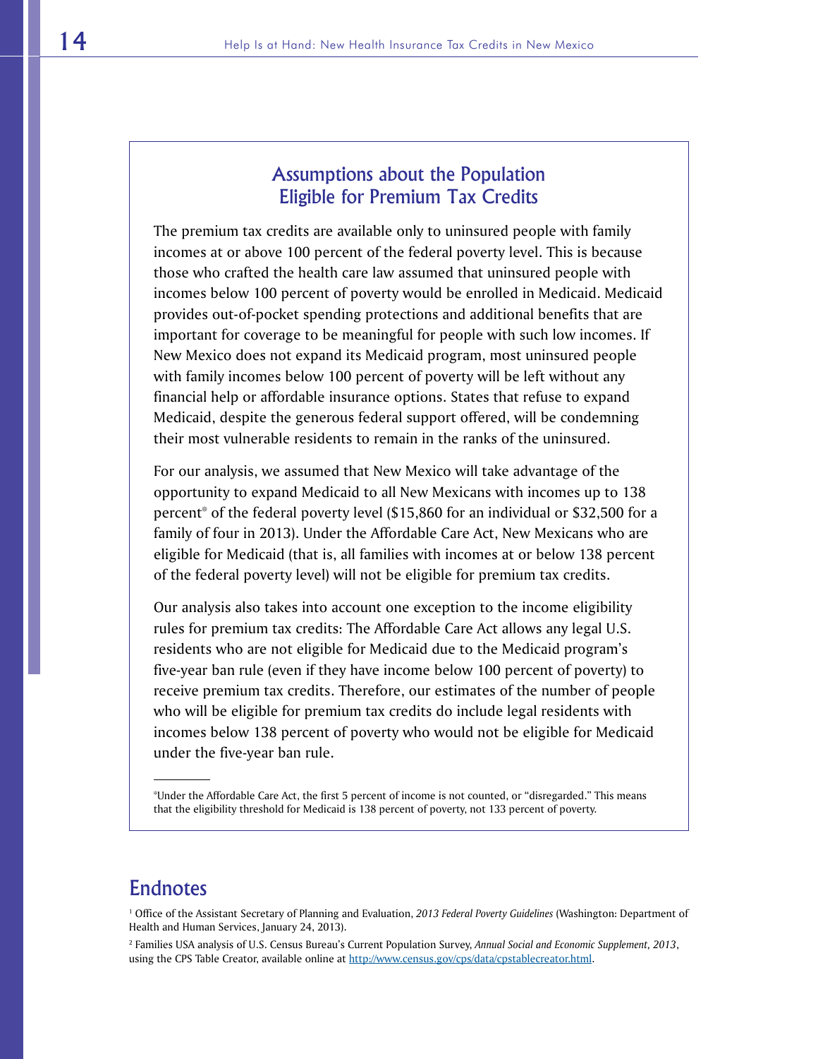## Assumptions about the Population Eligible for Premium Tax Credits

The premium tax credits are available only to uninsured people with family incomes at or above 100 percent of the federal poverty level. This is because those who crafted the health care law assumed that uninsured people with incomes below 100 percent of poverty would be enrolled in Medicaid. Medicaid provides out-of-pocket spending protections and additional benefits that are important for coverage to be meaningful for people with such low incomes. If New Mexico does not expand its Medicaid program, most uninsured people with family incomes below 100 percent of poverty will be left without any financial help or affordable insurance options. States that refuse to expand Medicaid, despite the generous federal support offered, will be condemning their most vulnerable residents to remain in the ranks of the uninsured.

For our analysis, we assumed that New Mexico will take advantage of the opportunity to expand Medicaid to all New Mexicans with incomes up to 138 percent[*] of the federal poverty level ($15,860 for an individual or $32,500 for a family of four in 2013). Under the Affordable Care Act, New Mexicans who are eligible for Medicaid (that is, all families with incomes at or below 138 percent of the federal poverty level) will not be eligible for premium tax credits.

Our analysis also takes into account one exception to the income eligibility rules for premium tax credits: The Affordable Care Act allows any legal U.S. residents who are not eligible for Medicaid due to the Medicaid program's five-year ban rule (even if they have income below 100 percent of poverty) to receive premium tax credits. Therefore, our estimates of the number of people who will be eligible for premium tax credits do include legal residents with incomes below 138 percent of poverty who would not be eligible for Medicaid under the five-year ban rule.

---

[*]Under the Affordable Care Act, the first 5 percent of income is not counted, or "disregarded." This means that the eligibility threshold for Medicaid is 138 percent of poverty, not 133 percent of poverty.

## Endnotes

[1] Office of the Assistant Secretary of Planning and Evaluation, *2013 Federal Poverty Guidelines* (Washington: Department of Health and Human Services, January 24, 2013).

[2] Families USA analysis of U.S. Census Bureau's Current Population Survey, *Annual Social and Economic Supplement, 2013*, using the CPS Table Creator, available online at http://www.census.gov/cps/data/cpstablecreator.html.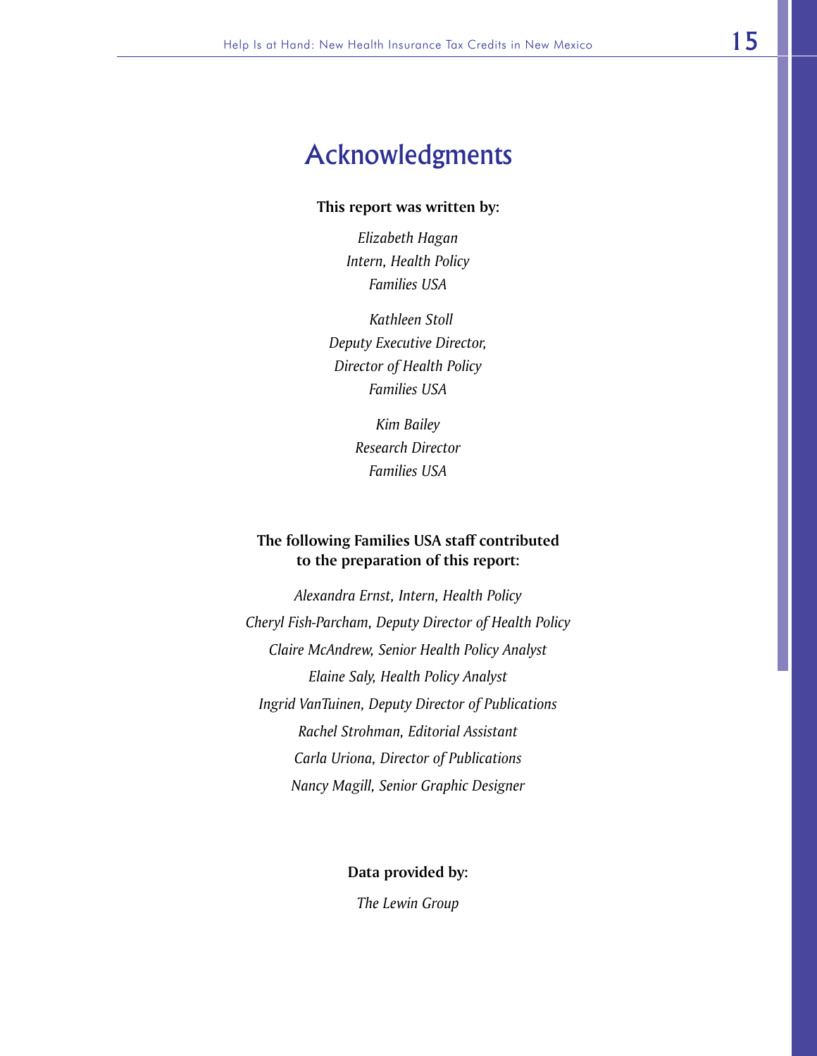# Acknowledgments

**This report was written by:**

*Elizabeth Hagan*
*Intern, Health Policy*
*Families USA*

*Kathleen Stoll*
*Deputy Executive Director,*
*Director of Health Policy*
*Families USA*

*Kim Bailey*
*Research Director*
*Families USA*

**The following Families USA staff contributed to the preparation of this report:**

*Alexandra Ernst, Intern, Health Policy*
*Cheryl Fish-Parcham, Deputy Director of Health Policy*
*Claire McAndrew, Senior Health Policy Analyst*
*Elaine Saly, Health Policy Analyst*
*Ingrid VanTuinen, Deputy Director of Publications*
*Rachel Strohman, Editorial Assistant*
*Carla Uriona, Director of Publications*
*Nancy Magill, Senior Graphic Designer*

**Data provided by:**

*The Lewin Group*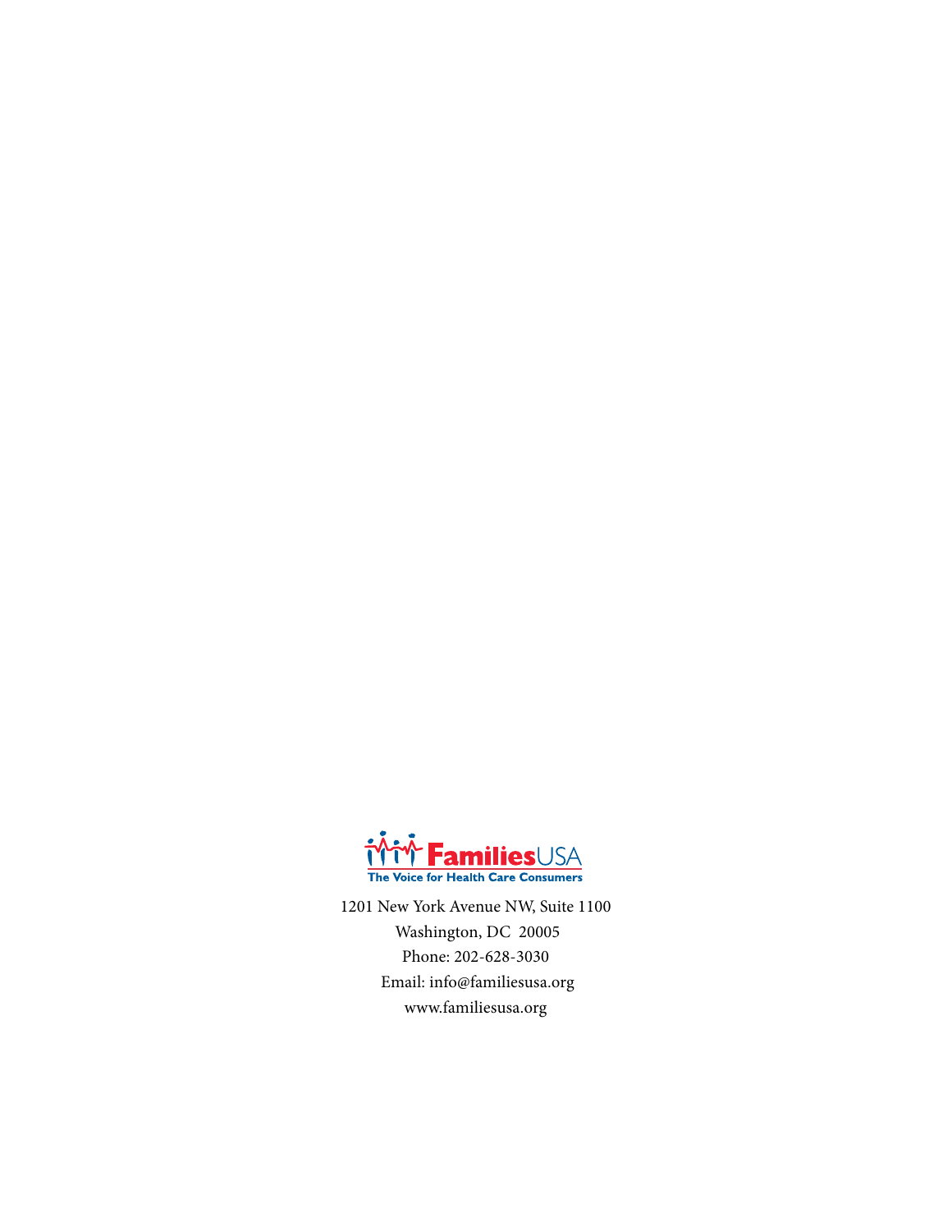FamiliesUSA

The Voice for Health Care Consumers

1201 New York Avenue NW, Suite 1100

Washington, DC 20005

Phone: 202-628-3030

Email: info@familiesusa.org

www.familiesusa.org